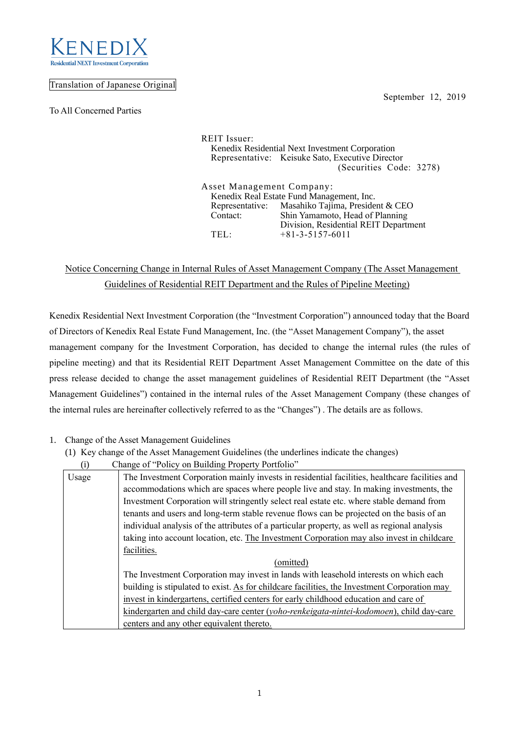KENEDIX
Residential NEXT Investment Corporation

Translation of Japanese Original

September 12, 2019

To All Concerned Parties

REIT Issuer:
Kenedix Residential Next Investment Corporation
Representative: Keisuke Sato, Executive Director
(Securities Code: 3278)

Asset Management Company:
Kenedix Real Estate Fund Management, Inc.
Representative: Masahiko Tajima, President & CEO
Contact: Shin Yamamoto, Head of Planning Division, Residential REIT Department
TEL: +81-3-5157-6011

## Notice Concerning Change in Internal Rules of Asset Management Company (The Asset Management Guidelines of Residential REIT Department and the Rules of Pipeline Meeting)

Kenedix Residential Next Investment Corporation (the "Investment Corporation") announced today that the Board of Directors of Kenedix Real Estate Fund Management, Inc. (the "Asset Management Company"), the asset management company for the Investment Corporation, has decided to change the internal rules (the rules of pipeline meeting) and that its Residential REIT Department Asset Management Committee on the date of this press release decided to change the asset management guidelines of Residential REIT Department (the "Asset Management Guidelines") contained in the internal rules of the Asset Management Company (these changes of the internal rules are hereinafter collectively referred to as the "Changes") . The details are as follows.

1. Change of the Asset Management Guidelines
   (1) Key change of the Asset Management Guidelines (the underlines indicate the changes)
      (i) Change of "Policy on Building Property Portfolio"

| Usage | The Investment Corporation mainly invests in residential facilities, healthcare facilities and accommodations which are spaces where people live and stay. In making investments, the Investment Corporation will stringently select real estate etc. where stable demand from tenants and users and long-term stable revenue flows can be projected on the basis of an individual analysis of the attributes of a particular property, as well as regional analysis taking into account location, etc. <u>The Investment Corporation may also invest in childcare facilities.</u><br>(omitted)<br>The Investment Corporation may invest in lands with leasehold interests on which each building is stipulated to exist. <u>As for childcare facilities, the Investment Corporation may invest in kindergartens, certified centers for early childhood education and care of kindergarten and child day-care center (*yoho-renkeigata-nintei-kodomoen*), child day-care centers and any other equivalent thereto.</u> |
|---|---|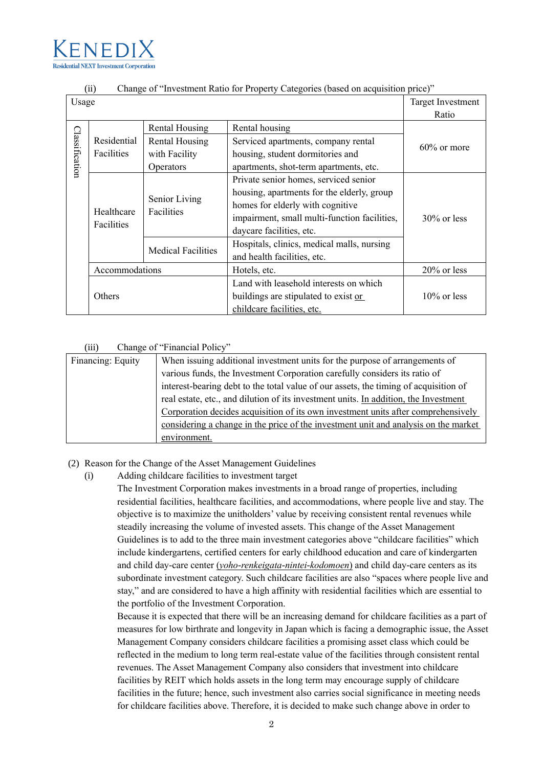(ii) Change of "Investment Ratio for Property Categories (based on acquisition price)"

| Usage | | | | Target Investment Ratio |
|---|---|---|---|---|
| Classification | Residential Facilities | Rental Housing | Rental housing | 60% or more |
| | | Rental Housing with Facility Operators | Serviced apartments, company rental housing, student dormitories and apartments, shot-term apartments, etc. | |
| | Healthcare Facilities | Senior Living Facilities | Private senior homes, serviced senior housing, apartments for the elderly, group homes for elderly with cognitive impairment, small multi-function facilities, daycare facilities, etc. | 30% or less |
| | | Medical Facilities | Hospitals, clinics, medical malls, nursing and health facilities, etc. | |
| | Accommodations | | Hotels, etc. | 20% or less |
| | Others | | Land with leasehold interests on which buildings are stipulated to exist <u>or childcare facilities, etc.</u> | 10% or less |

(iii) Change of "Financial Policy"

| Financing: Equity | When issuing additional investment units for the purpose of arrangements of various funds, the Investment Corporation carefully considers its ratio of interest-bearing debt to the total value of our assets, the timing of acquisition of real estate, etc., and dilution of its investment units. <u>In addition, the Investment Corporation decides acquisition of its own investment units after comprehensively considering a change in the price of the investment unit and analysis on the market environment.</u> |
|---|---|

(2) Reason for the Change of the Asset Management Guidelines

(i) Adding childcare facilities to investment target

The Investment Corporation makes investments in a broad range of properties, including residential facilities, healthcare facilities, and accommodations, where people live and stay. The objective is to maximize the unitholders' value by receiving consistent rental revenues while steadily increasing the volume of invested assets. This change of the Asset Management Guidelines is to add to the three main investment categories above "childcare facilities" which include kindergartens, certified centers for early childhood education and care of kindergarten and child day-care center (<u>*yoho-renkeigata-nintei-kodomoen*</u>) and child day-care centers as its subordinate investment category. Such childcare facilities are also "spaces where people live and stay," and are considered to have a high affinity with residential facilities which are essential to the portfolio of the Investment Corporation.

Because it is expected that there will be an increasing demand for childcare facilities as a part of measures for low birthrate and longevity in Japan which is facing a demographic issue, the Asset Management Company considers childcare facilities a promising asset class which could be reflected in the medium to long term real-estate value of the facilities through consistent rental revenues. The Asset Management Company also considers that investment into childcare facilities by REIT which holds assets in the long term may encourage supply of childcare facilities in the future; hence, such investment also carries social significance in meeting needs for childcare facilities above. Therefore, it is decided to make such change above in order to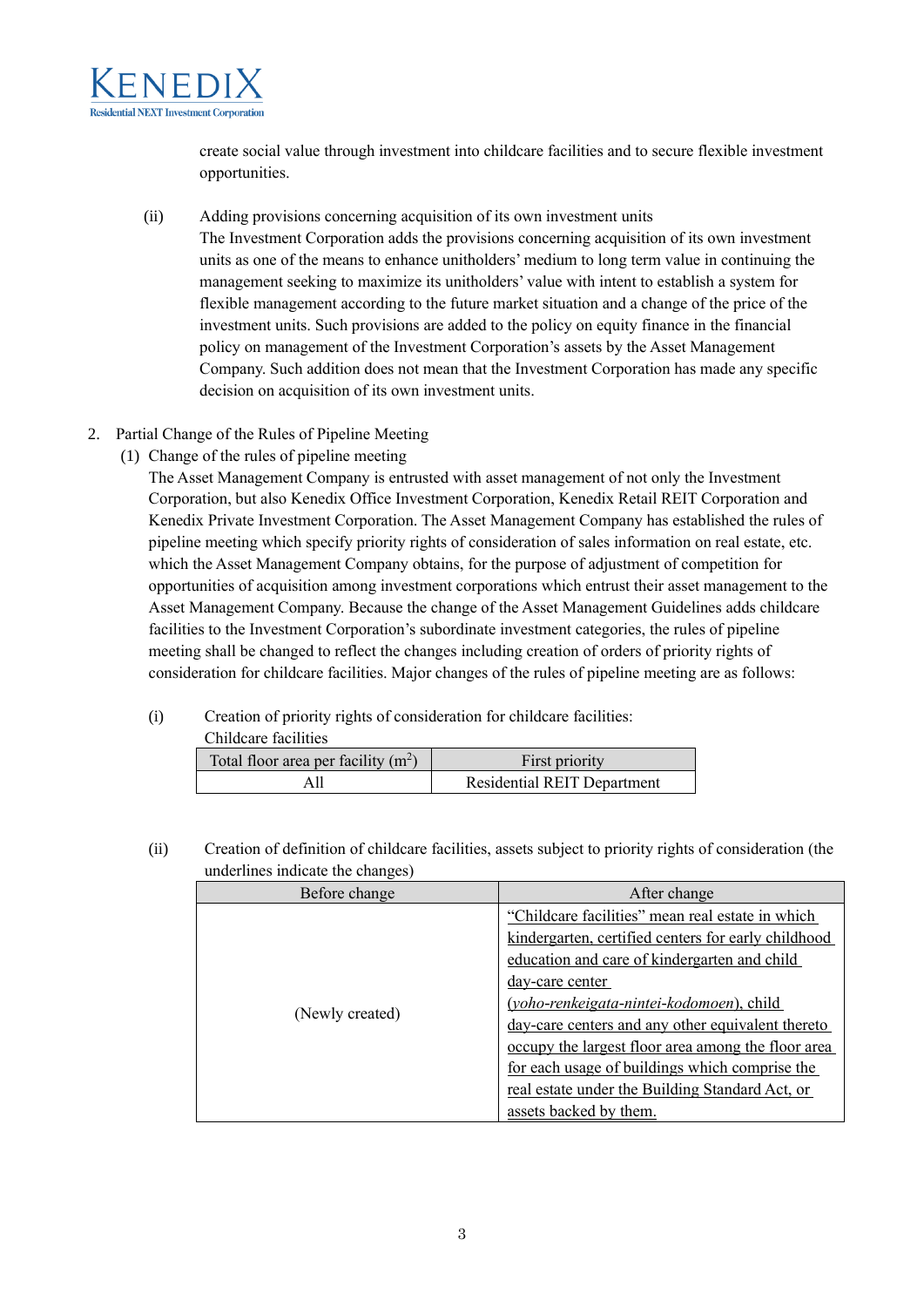create social value through investment into childcare facilities and to secure flexible investment opportunities.

(ii) Adding provisions concerning acquisition of its own investment units

The Investment Corporation adds the provisions concerning acquisition of its own investment units as one of the means to enhance unitholders' medium to long term value in continuing the management seeking to maximize its unitholders' value with intent to establish a system for flexible management according to the future market situation and a change of the price of the investment units. Such provisions are added to the policy on equity finance in the financial policy on management of the Investment Corporation's assets by the Asset Management Company. Such addition does not mean that the Investment Corporation has made any specific decision on acquisition of its own investment units.

2. Partial Change of the Rules of Pipeline Meeting

(1) Change of the rules of pipeline meeting

The Asset Management Company is entrusted with asset management of not only the Investment Corporation, but also Kenedix Office Investment Corporation, Kenedix Retail REIT Corporation and Kenedix Private Investment Corporation. The Asset Management Company has established the rules of pipeline meeting which specify priority rights of consideration of sales information on real estate, etc. which the Asset Management Company obtains, for the purpose of adjustment of competition for opportunities of acquisition among investment corporations which entrust their asset management to the Asset Management Company. Because the change of the Asset Management Guidelines adds childcare facilities to the Investment Corporation's subordinate investment categories, the rules of pipeline meeting shall be changed to reflect the changes including creation of orders of priority rights of consideration for childcare facilities. Major changes of the rules of pipeline meeting are as follows:

(i) Creation of priority rights of consideration for childcare facilities:

Childcare facilities

| Total floor area per facility ($m^2$) | First priority |
|---|---|
| All | Residential REIT Department |

(ii) Creation of definition of childcare facilities, assets subject to priority rights of consideration (the underlines indicate the changes)

| Before change | After change |
|---|---|
| (Newly created) | <u>"Childcare facilities" mean real estate in which kindergarten, certified centers for early childhood education and care of kindergarten and child day-care center (*yoho-renkeigata-nintei-kodomoen*), child day-care centers and any other equivalent thereto occupy the largest floor area among the floor area for each usage of buildings which comprise the real estate under the Building Standard Act, or assets backed by them.</u> |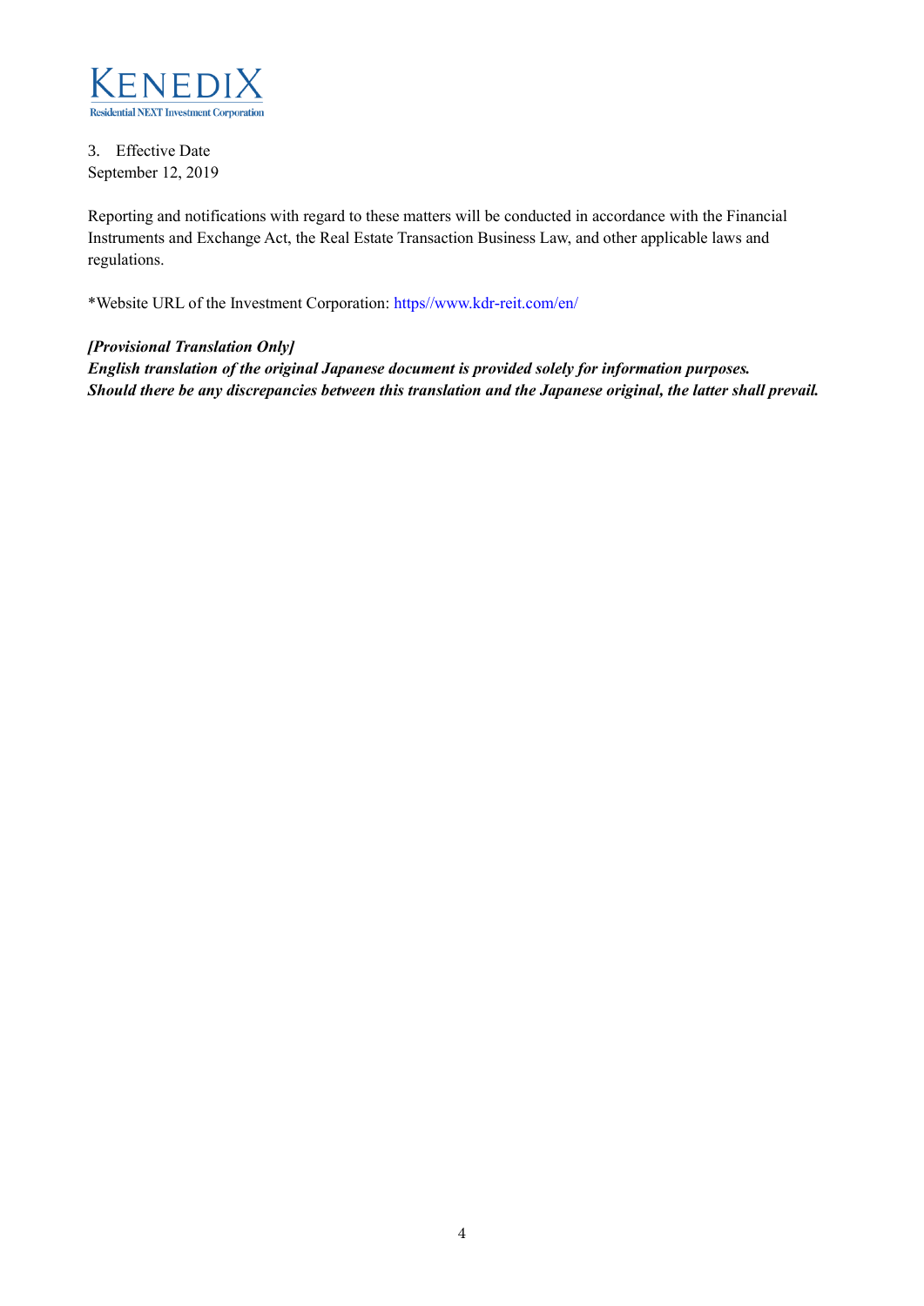3. Effective Date
September 12, 2019

Reporting and notifications with regard to these matters will be conducted in accordance with the Financial Instruments and Exchange Act, the Real Estate Transaction Business Law, and other applicable laws and regulations.

*Website URL of the Investment Corporation: https//www.kdr-reit.com/en/

***[Provisional Translation Only]***
***English translation of the original Japanese document is provided solely for information purposes.***
***Should there be any discrepancies between this translation and the Japanese original, the latter shall prevail.***